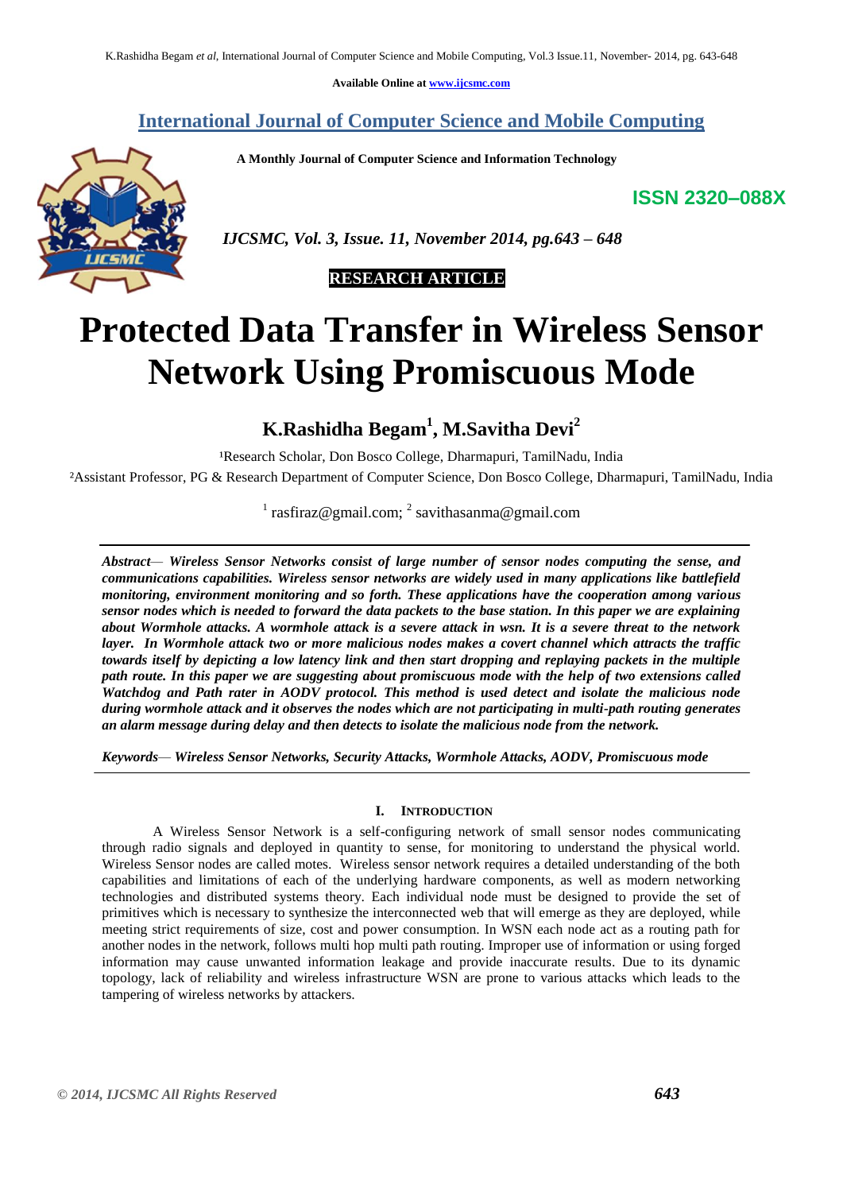Available Online at www.ijcsmc.com

## International Journal of Computer Science and Mobile Computing

**A Monthly Journal of Computer Science and Information Technology**

**ISSN 2320–088X**

*IJCSMC, Vol. 3, Issue. 11, November 2014, pg.643 – 648*

**RESEARCH ARTICLE**

# Protected Data Transfer in Wireless Sensor Network Using Promiscuous Mode

## K.Rashidha Begam[1], M.Savitha Devi[2]

[1]Research Scholar, Don Bosco College, Dharmapuri, TamilNadu, India

[2]Assistant Professor, PG & Research Department of Computer Science, Don Bosco College, Dharmapuri, TamilNadu, India

[1] rasfiraz@gmail.com; [2] savithasanma@gmail.com

***Abstract***— ***Wireless Sensor Networks consist of large number of sensor nodes computing the sense, and communications capabilities. Wireless sensor networks are widely used in many applications like battlefield monitoring, environment monitoring and so forth. These applications have the cooperation among various sensor nodes which is needed to forward the data packets to the base station. In this paper we are explaining about Wormhole attacks. A wormhole attack is a severe attack in wsn. It is a severe threat to the network layer. In Wormhole attack two or more malicious nodes makes a covert channel which attracts the traffic towards itself by depicting a low latency link and then start dropping and replaying packets in the multiple path route. In this paper we are suggesting about promiscuous mode with the help of two extensions called Watchdog and Path rater in AODV protocol. This method is used detect and isolate the malicious node during wormhole attack and it observes the nodes which are not participating in multi-path routing generates an alarm message during delay and then detects to isolate the malicious node from the network.***

***Keywords***— ***Wireless Sensor Networks, Security Attacks, Wormhole Attacks, AODV, Promiscuous mode***

### I. Introduction

A Wireless Sensor Network is a self-configuring network of small sensor nodes communicating through radio signals and deployed in quantity to sense, for monitoring to understand the physical world. Wireless Sensor nodes are called motes. Wireless sensor network requires a detailed understanding of the both capabilities and limitations of each of the underlying hardware components, as well as modern networking technologies and distributed systems theory. Each individual node must be designed to provide the set of primitives which is necessary to synthesize the interconnected web that will emerge as they are deployed, while meeting strict requirements of size, cost and power consumption. In WSN each node act as a routing path for another nodes in the network, follows multi hop multi path routing. Improper use of information or using forged information may cause unwanted information leakage and provide inaccurate results. Due to its dynamic topology, lack of reliability and wireless infrastructure WSN are prone to various attacks which leads to the tampering of wireless networks by attackers.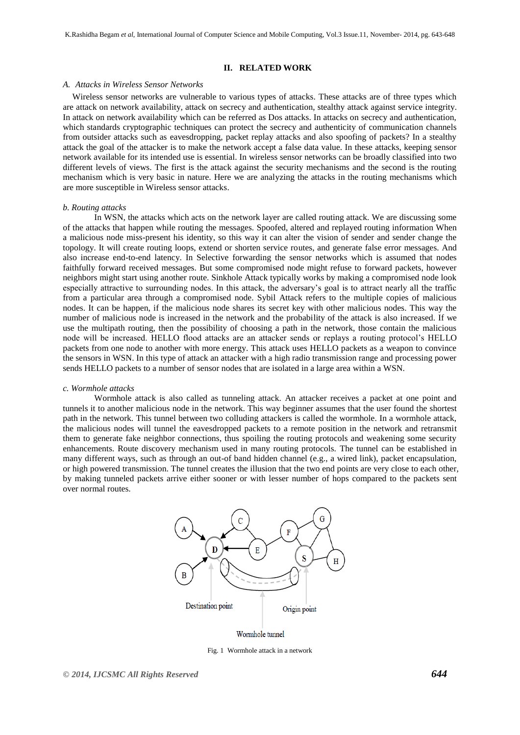## II. RELATED WORK

### *A. Attacks in Wireless Sensor Networks*

Wireless sensor networks are vulnerable to various types of attacks. These attacks are of three types which are attack on network availability, attack on secrecy and authentication, stealthy attack against service integrity. In attack on network availability which can be referred as Dos attacks. In attacks on secrecy and authentication, which standards cryptographic techniques can protect the secrecy and authenticity of communication channels from outsider attacks such as eavesdropping, packet replay attacks and also spoofing of packets? In a stealthy attack the goal of the attacker is to make the network accept a false data value. In these attacks, keeping sensor network available for its intended use is essential. In wireless sensor networks can be broadly classified into two different levels of views. The first is the attack against the security mechanisms and the second is the routing mechanism which is very basic in nature. Here we are analyzing the attacks in the routing mechanisms which are more susceptible in Wireless sensor attacks.

### *b. Routing attacks*

In WSN, the attacks which acts on the network layer are called routing attack. We are discussing some of the attacks that happen while routing the messages. Spoofed, altered and replayed routing information When a malicious node miss-present his identity, so this way it can alter the vision of sender and sender change the topology. It will create routing loops, extend or shorten service routes, and generate false error messages. And also increase end-to-end latency. In Selective forwarding the sensor networks which is assumed that nodes faithfully forward received messages. But some compromised node might refuse to forward packets, however neighbors might start using another route. Sinkhole Attack typically works by making a compromised node look especially attractive to surrounding nodes. In this attack, the adversary's goal is to attract nearly all the traffic from a particular area through a compromised node. Sybil Attack refers to the multiple copies of malicious nodes. It can be happen, if the malicious node shares its secret key with other malicious nodes. This way the number of malicious node is increased in the network and the probability of the attack is also increased. If we use the multipath routing, then the possibility of choosing a path in the network, those contain the malicious node will be increased. HELLO flood attacks are an attacker sends or replays a routing protocol's HELLO packets from one node to another with more energy. This attack uses HELLO packets as a weapon to convince the sensors in WSN. In this type of attack an attacker with a high radio transmission range and processing power sends HELLO packets to a number of sensor nodes that are isolated in a large area within a WSN.

### *c. Wormhole attacks*

Wormhole attack is also called as tunneling attack. An attacker receives a packet at one point and tunnels it to another malicious node in the network. This way beginner assumes that the user found the shortest path in the network. This tunnel between two colluding attackers is called the wormhole. In a wormhole attack, the malicious nodes will tunnel the eavesdropped packets to a remote position in the network and retransmit them to generate fake neighbor connections, thus spoiling the routing protocols and weakening some security enhancements. Route discovery mechanism used in many routing protocols. The tunnel can be established in many different ways, such as through an out-of band hidden channel (e.g., a wired link), packet encapsulation, or high powered transmission. The tunnel creates the illusion that the two end points are very close to each other, by making tunneled packets arrive either sooner or with lesser number of hops compared to the packets sent over normal routes.

Fig. 1 Wormhole attack in a network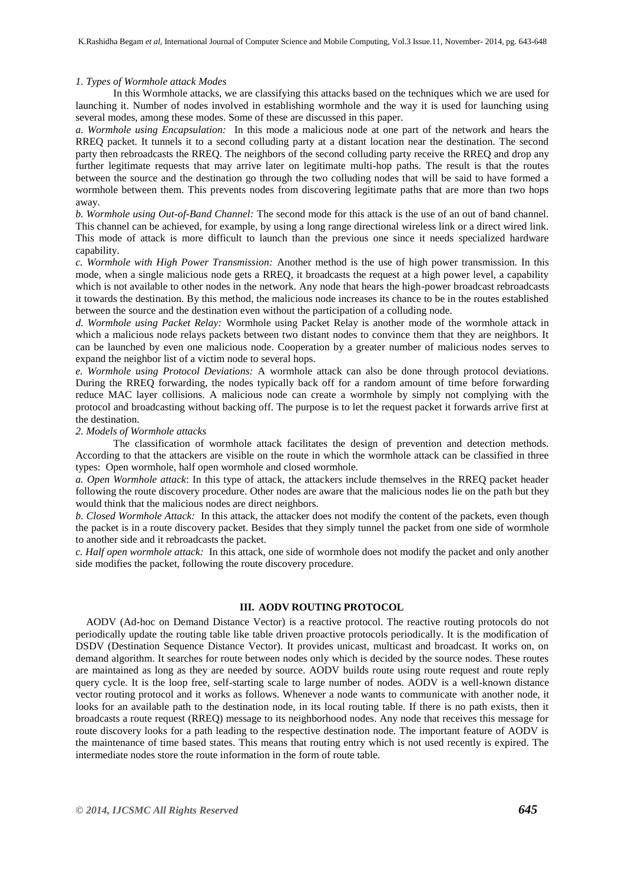*1. Types of Wormhole attack Modes*

In this Wormhole attacks, we are classifying this attacks based on the techniques which we are used for launching it. Number of nodes involved in establishing wormhole and the way it is used for launching using several modes, among these modes. Some of these are discussed in this paper.

*a. Wormhole using Encapsulation:* In this mode a malicious node at one part of the network and hears the RREQ packet. It tunnels it to a second colluding party at a distant location near the destination. The second party then rebroadcasts the RREQ. The neighbors of the second colluding party receive the RREQ and drop any further legitimate requests that may arrive later on legitimate multi-hop paths. The result is that the routes between the source and the destination go through the two colluding nodes that will be said to have formed a wormhole between them. This prevents nodes from discovering legitimate paths that are more than two hops away.

*b. Wormhole using Out-of-Band Channel:* The second mode for this attack is the use of an out of band channel. This channel can be achieved, for example, by using a long range directional wireless link or a direct wired link. This mode of attack is more difficult to launch than the previous one since it needs specialized hardware capability.

*c. Wormhole with High Power Transmission:* Another method is the use of high power transmission. In this mode, when a single malicious node gets a RREQ, it broadcasts the request at a high power level, a capability which is not available to other nodes in the network. Any node that hears the high-power broadcast rebroadcasts it towards the destination. By this method, the malicious node increases its chance to be in the routes established between the source and the destination even without the participation of a colluding node.

*d. Wormhole using Packet Relay:* Wormhole using Packet Relay is another mode of the wormhole attack in which a malicious node relays packets between two distant nodes to convince them that they are neighbors. It can be launched by even one malicious node. Cooperation by a greater number of malicious nodes serves to expand the neighbor list of a victim node to several hops.

*e. Wormhole using Protocol Deviations:* A wormhole attack can also be done through protocol deviations. During the RREQ forwarding, the nodes typically back off for a random amount of time before forwarding reduce MAC layer collisions. A malicious node can create a wormhole by simply not complying with the protocol and broadcasting without backing off. The purpose is to let the request packet it forwards arrive first at the destination.

*2. Models of Wormhole attacks*

The classification of wormhole attack facilitates the design of prevention and detection methods. According to that the attackers are visible on the route in which the wormhole attack can be classified in three types: Open wormhole, half open wormhole and closed wormhole.

*a. Open Wormhole attack*: In this type of attack, the attackers include themselves in the RREQ packet header following the route discovery procedure. Other nodes are aware that the malicious nodes lie on the path but they would think that the malicious nodes are direct neighbors.

*b. Closed Wormhole Attack:* In this attack, the attacker does not modify the content of the packets, even though the packet is in a route discovery packet. Besides that they simply tunnel the packet from one side of wormhole to another side and it rebroadcasts the packet.

*c. Half open wormhole attack:* In this attack, one side of wormhole does not modify the packet and only another side modifies the packet, following the route discovery procedure.

## III. AODV ROUTING PROTOCOL

AODV (Ad-hoc on Demand Distance Vector) is a reactive protocol. The reactive routing protocols do not periodically update the routing table like table driven proactive protocols periodically. It is the modification of DSDV (Destination Sequence Distance Vector). It provides unicast, multicast and broadcast. It works on, on demand algorithm. It searches for route between nodes only which is decided by the source nodes. These routes are maintained as long as they are needed by source. AODV builds route using route request and route reply query cycle. It is the loop free, self-starting scale to large number of nodes. AODV is a well-known distance vector routing protocol and it works as follows. Whenever a node wants to communicate with another node, it looks for an available path to the destination node, in its local routing table. If there is no path exists, then it broadcasts a route request (RREQ) message to its neighborhood nodes. Any node that receives this message for route discovery looks for a path leading to the respective destination node. The important feature of AODV is the maintenance of time based states. This means that routing entry which is not used recently is expired. The intermediate nodes store the route information in the form of route table.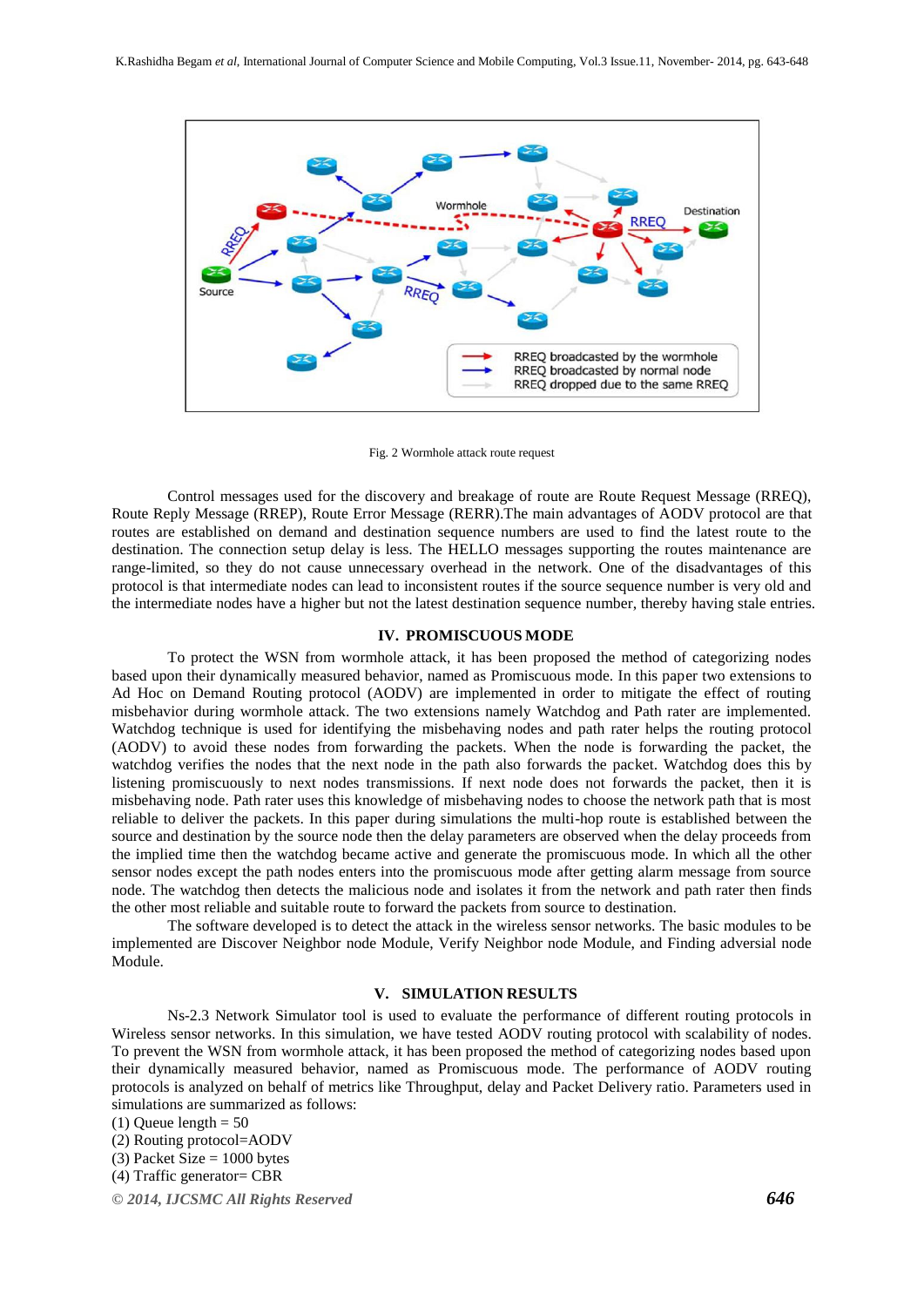Fig. 2 Wormhole attack route request

Control messages used for the discovery and breakage of route are Route Request Message (RREQ), Route Reply Message (RREP), Route Error Message (RERR).The main advantages of AODV protocol are that routes are established on demand and destination sequence numbers are used to find the latest route to the destination. The connection setup delay is less. The HELLO messages supporting the routes maintenance are range-limited, so they do not cause unnecessary overhead in the network. One of the disadvantages of this protocol is that intermediate nodes can lead to inconsistent routes if the source sequence number is very old and the intermediate nodes have a higher but not the latest destination sequence number, thereby having stale entries.

## IV. PROMISCUOUS MODE

To protect the WSN from wormhole attack, it has been proposed the method of categorizing nodes based upon their dynamically measured behavior, named as Promiscuous mode. In this paper two extensions to Ad Hoc on Demand Routing protocol (AODV) are implemented in order to mitigate the effect of routing misbehavior during wormhole attack. The two extensions namely Watchdog and Path rater are implemented. Watchdog technique is used for identifying the misbehaving nodes and path rater helps the routing protocol (AODV) to avoid these nodes from forwarding the packets. When the node is forwarding the packet, the watchdog verifies the nodes that the next node in the path also forwards the packet. Watchdog does this by listening promiscuously to next nodes transmissions. If next node does not forwards the packet, then it is misbehaving node. Path rater uses this knowledge of misbehaving nodes to choose the network path that is most reliable to deliver the packets. In this paper during simulations the multi-hop route is established between the source and destination by the source node then the delay parameters are observed when the delay proceeds from the implied time then the watchdog became active and generate the promiscuous mode. In which all the other sensor nodes except the path nodes enters into the promiscuous mode after getting alarm message from source node. The watchdog then detects the malicious node and isolates it from the network and path rater then finds the other most reliable and suitable route to forward the packets from source to destination.

The software developed is to detect the attack in the wireless sensor networks. The basic modules to be implemented are Discover Neighbor node Module, Verify Neighbor node Module, and Finding adversial node Module.

## V. SIMULATION RESULTS

Ns-2.3 Network Simulator tool is used to evaluate the performance of different routing protocols in Wireless sensor networks. In this simulation, we have tested AODV routing protocol with scalability of nodes. To prevent the WSN from wormhole attack, it has been proposed the method of categorizing nodes based upon their dynamically measured behavior, named as Promiscuous mode. The performance of AODV routing protocols is analyzed on behalf of metrics like Throughput, delay and Packet Delivery ratio. Parameters used in simulations are summarized as follows:

(1) Queue length = 50
(2) Routing protocol=AODV
(3) Packet Size = 1000 bytes
(4) Traffic generator= CBR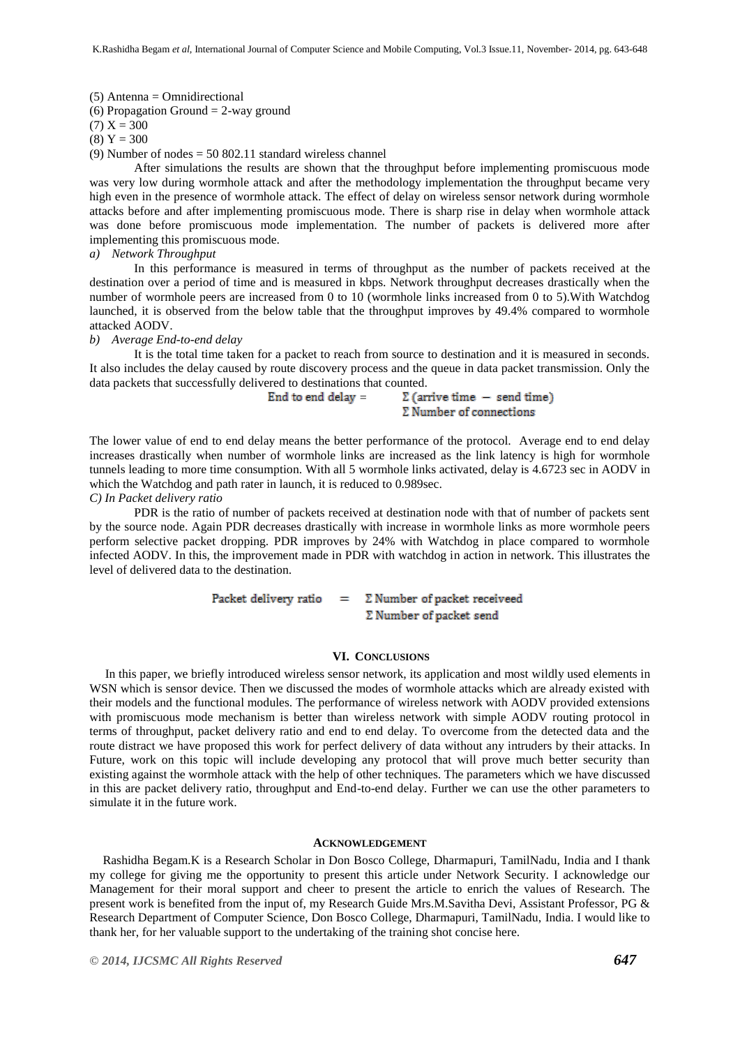(5) Antenna = Omnidirectional

(6) Propagation Ground = 2-way ground

(7) X = 300

(8) Y = 300

(9) Number of nodes = 50 802.11 standard wireless channel

After simulations the results are shown that the throughput before implementing promiscuous mode was very low during wormhole attack and after the methodology implementation the throughput became very high even in the presence of wormhole attack. The effect of delay on wireless sensor network during wormhole attacks before and after implementing promiscuous mode. There is sharp rise in delay when wormhole attack was done before promiscuous mode implementation. The number of packets is delivered more after implementing this promiscuous mode.

*a) Network Throughput*

In this performance is measured in terms of throughput as the number of packets received at the destination over a period of time and is measured in kbps. Network throughput decreases drastically when the number of wormhole peers are increased from 0 to 10 (wormhole links increased from 0 to 5).With Watchdog launched, it is observed from the below table that the throughput improves by 49.4% compared to wormhole attacked AODV.

*b) Average End-to-end delay*

It is the total time taken for a packet to reach from source to destination and it is measured in seconds. It also includes the delay caused by route discovery process and the queue in data packet transmission. Only the data packets that successfully delivered to destinations that counted.

$$\text{End to end delay} = \frac{\Sigma\,(\text{arrive time} - \text{send time})}{\Sigma\,\text{Number of connections}}$$

The lower value of end to end delay means the better performance of the protocol. Average end to end delay increases drastically when number of wormhole links are increased as the link latency is high for wormhole tunnels leading to more time consumption. With all 5 wormhole links activated, delay is 4.6723 sec in AODV in which the Watchdog and path rater in launch, it is reduced to 0.989sec.

*C) In Packet delivery ratio*

PDR is the ratio of number of packets received at destination node with that of number of packets sent by the source node. Again PDR decreases drastically with increase in wormhole links as more wormhole peers perform selective packet dropping. PDR improves by 24% with Watchdog in place compared to wormhole infected AODV. In this, the improvement made in PDR with watchdog in action in network. This illustrates the level of delivered data to the destination.

$$\text{Packet delivery ratio} = \frac{\Sigma\,\text{Number of packet receiveed}}{\Sigma\,\text{Number of packet send}}$$

## VI. Conclusions

In this paper, we briefly introduced wireless sensor network, its application and most wildly used elements in WSN which is sensor device. Then we discussed the modes of wormhole attacks which are already existed with their models and the functional modules. The performance of wireless network with AODV provided extensions with promiscuous mode mechanism is better than wireless network with simple AODV routing protocol in terms of throughput, packet delivery ratio and end to end delay. To overcome from the detected data and the route distract we have proposed this work for perfect delivery of data without any intruders by their attacks. In Future, work on this topic will include developing any protocol that will prove much better security than existing against the wormhole attack with the help of other techniques. The parameters which we have discussed in this are packet delivery ratio, throughput and End-to-end delay. Further we can use the other parameters to simulate it in the future work.

## Acknowledgement

Rashidha Begam.K is a Research Scholar in Don Bosco College, Dharmapuri, TamilNadu, India and I thank my college for giving me the opportunity to present this article under Network Security. I acknowledge our Management for their moral support and cheer to present the article to enrich the values of Research. The present work is benefited from the input of, my Research Guide Mrs.M.Savitha Devi, Assistant Professor, PG & Research Department of Computer Science, Don Bosco College, Dharmapuri, TamilNadu, India. I would like to thank her, for her valuable support to the undertaking of the training shot concise here.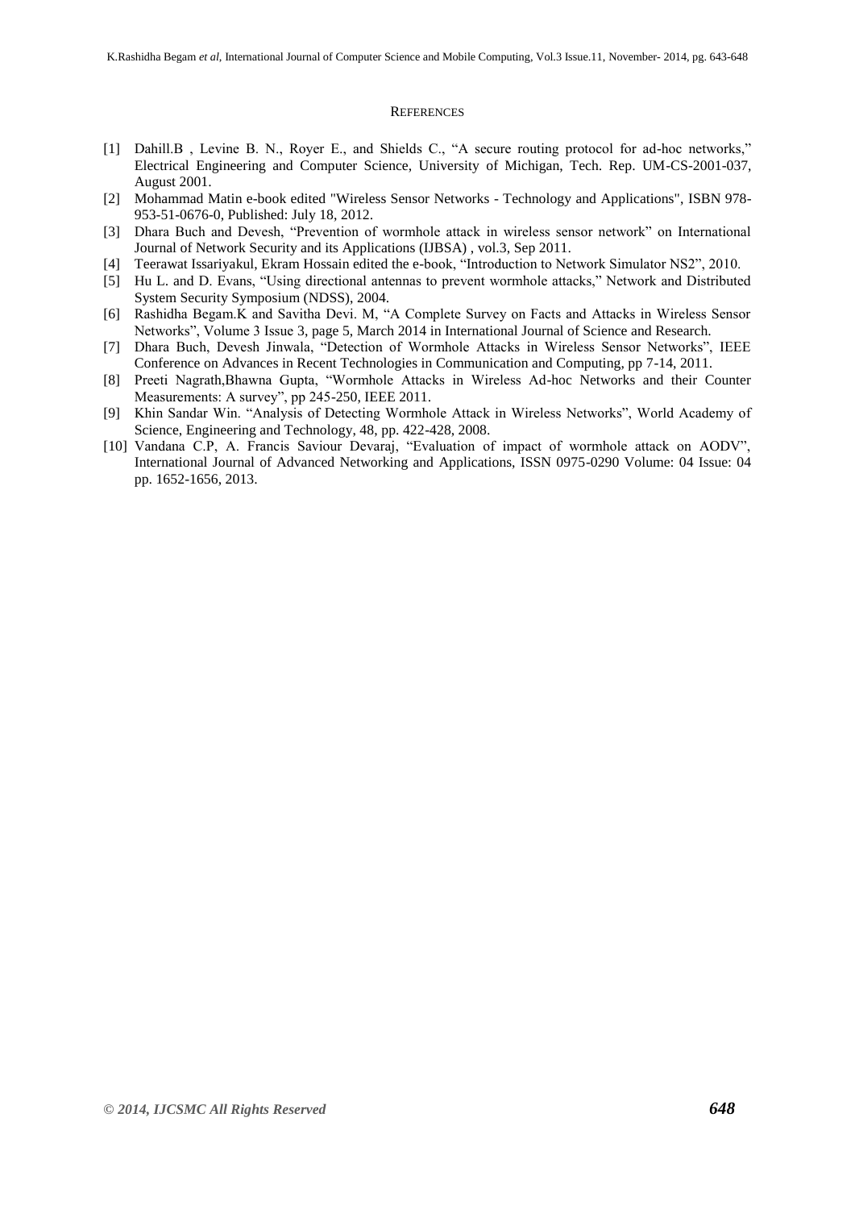## REFERENCES

[1] Dahill.B , Levine B. N., Royer E., and Shields C., “A secure routing protocol for ad-hoc networks,” Electrical Engineering and Computer Science, University of Michigan, Tech. Rep. UM-CS-2001-037, August 2001.

[2] Mohammad Matin e-book edited "Wireless Sensor Networks - Technology and Applications", ISBN 978-953-51-0676-0, Published: July 18, 2012.

[3] Dhara Buch and Devesh, “Prevention of wormhole attack in wireless sensor network” on International Journal of Network Security and its Applications (IJBSA) , vol.3, Sep 2011.

[4] Teerawat Issariyakul, Ekram Hossain edited the e-book, “Introduction to Network Simulator NS2”, 2010.

[5] Hu L. and D. Evans, “Using directional antennas to prevent wormhole attacks,” Network and Distributed System Security Symposium (NDSS), 2004.

[6] Rashidha Begam.K and Savitha Devi. M, “A Complete Survey on Facts and Attacks in Wireless Sensor Networks”, Volume 3 Issue 3, page 5, March 2014 in International Journal of Science and Research.

[7] Dhara Buch, Devesh Jinwala, “Detection of Wormhole Attacks in Wireless Sensor Networks”, IEEE Conference on Advances in Recent Technologies in Communication and Computing, pp 7-14, 2011.

[8] Preeti Nagrath,Bhawna Gupta, “Wormhole Attacks in Wireless Ad-hoc Networks and their Counter Measurements: A survey”, pp 245-250, IEEE 2011.

[9] Khin Sandar Win. “Analysis of Detecting Wormhole Attack in Wireless Networks”, World Academy of Science, Engineering and Technology, 48, pp. 422-428, 2008.

[10] Vandana C.P, A. Francis Saviour Devaraj, “Evaluation of impact of wormhole attack on AODV”, International Journal of Advanced Networking and Applications, ISSN 0975-0290 Volume: 04 Issue: 04 pp. 1652-1656, 2013.